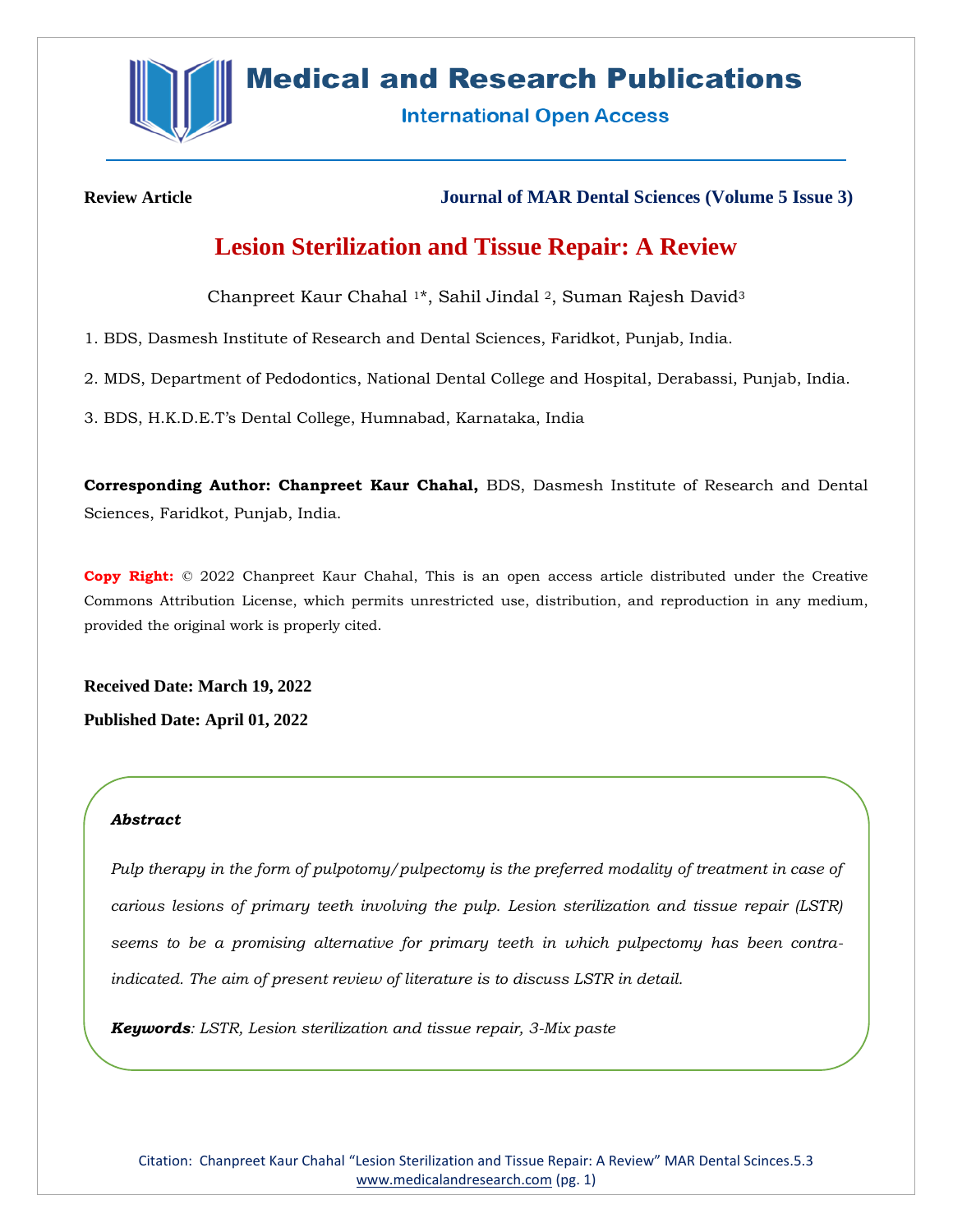Review Article

Journal of MAR Dental Sciences (Volume 5 Issue 3)

# Lesion Sterilization and Tissue Repair: A Review

Chanpreet Kaur Chahal [1]*, Sahil Jindal [2], Suman Rajesh David[3]

1. BDS, Dasmesh Institute of Research and Dental Sciences, Faridkot, Punjab, India.

2. MDS, Department of Pedodontics, National Dental College and Hospital, Derabassi, Punjab, India.

3. BDS, H.K.D.E.T's Dental College, Humnabad, Karnataka, India

**Corresponding Author: Chanpreet Kaur Chahal,** BDS, Dasmesh Institute of Research and Dental Sciences, Faridkot, Punjab, India.

**Copy Right:** © 2022 Chanpreet Kaur Chahal, This is an open access article distributed under the Creative Commons Attribution License, which permits unrestricted use, distribution, and reproduction in any medium, provided the original work is properly cited.

**Received Date: March 19, 2022**

**Published Date: April 01, 2022**

***Abstract***

*Pulp therapy in the form of pulpotomy/pulpectomy is the preferred modality of treatment in case of carious lesions of primary teeth involving the pulp. Lesion sterilization and tissue repair (LSTR) seems to be a promising alternative for primary teeth in which pulpectomy has been contra-indicated. The aim of present review of literature is to discuss LSTR in detail.*

***Keywords****: LSTR, Lesion sterilization and tissue repair, 3-Mix paste*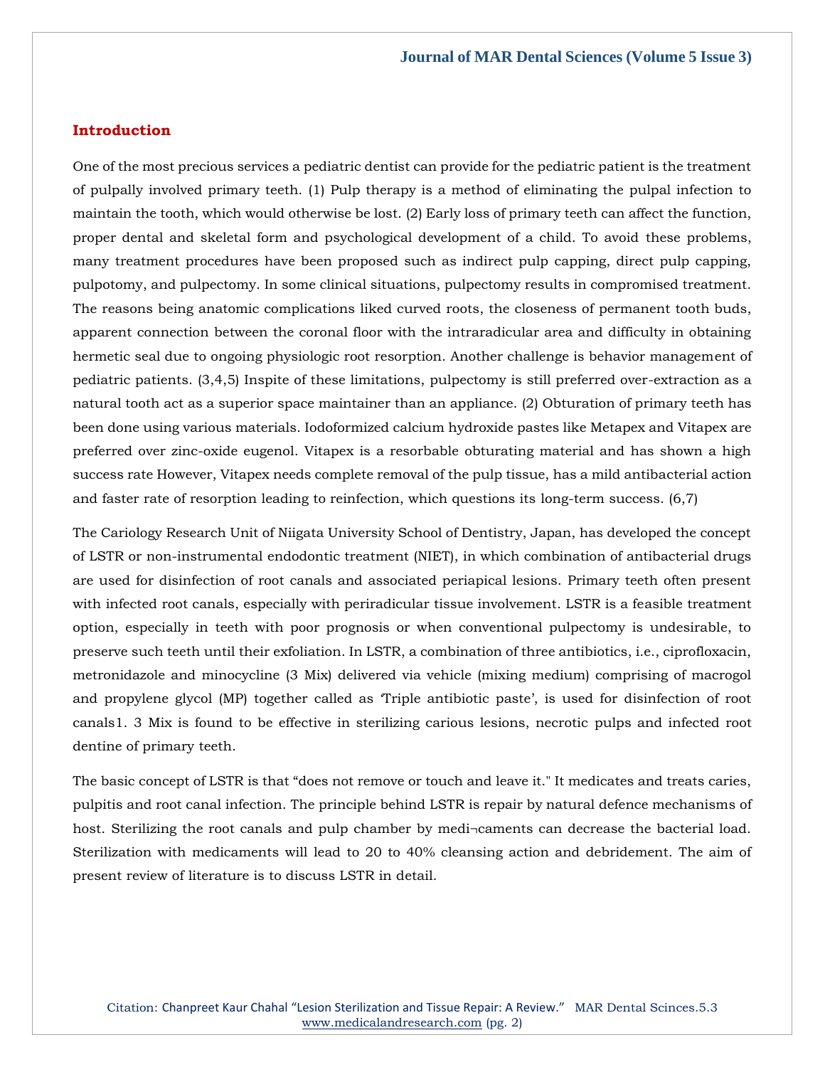## Introduction

One of the most precious services a pediatric dentist can provide for the pediatric patient is the treatment of pulpally involved primary teeth. (1) Pulp therapy is a method of eliminating the pulpal infection to maintain the tooth, which would otherwise be lost. (2) Early loss of primary teeth can affect the function, proper dental and skeletal form and psychological development of a child. To avoid these problems, many treatment procedures have been proposed such as indirect pulp capping, direct pulp capping, pulpotomy, and pulpectomy. In some clinical situations, pulpectomy results in compromised treatment. The reasons being anatomic complications liked curved roots, the closeness of permanent tooth buds, apparent connection between the coronal floor with the intraradicular area and difficulty in obtaining hermetic seal due to ongoing physiologic root resorption. Another challenge is behavior management of pediatric patients. (3,4,5) Inspite of these limitations, pulpectomy is still preferred over-extraction as a natural tooth act as a superior space maintainer than an appliance. (2) Obturation of primary teeth has been done using various materials. Iodoformized calcium hydroxide pastes like Metapex and Vitapex are preferred over zinc-oxide eugenol. Vitapex is a resorbable obturating material and has shown a high success rate However, Vitapex needs complete removal of the pulp tissue, has a mild antibacterial action and faster rate of resorption leading to reinfection, which questions its long-term success. (6,7)

The Cariology Research Unit of Niigata University School of Dentistry, Japan, has developed the concept of LSTR or non-instrumental endodontic treatment (NIET), in which combination of antibacterial drugs are used for disinfection of root canals and associated periapical lesions. Primary teeth often present with infected root canals, especially with periradicular tissue involvement. LSTR is a feasible treatment option, especially in teeth with poor prognosis or when conventional pulpectomy is undesirable, to preserve such teeth until their exfoliation. In LSTR, a combination of three antibiotics, i.e., ciprofloxacin, metronidazole and minocycline (3 Mix) delivered via vehicle (mixing medium) comprising of macrogol and propylene glycol (MP) together called as 'Triple antibiotic paste', is used for disinfection of root canals1. 3 Mix is found to be effective in sterilizing carious lesions, necrotic pulps and infected root dentine of primary teeth.

The basic concept of LSTR is that "does not remove or touch and leave it." It medicates and treats caries, pulpitis and root canal infection. The principle behind LSTR is repair by natural defence mechanisms of host. Sterilizing the root canals and pulp chamber by medi¬caments can decrease the bacterial load. Sterilization with medicaments will lead to 20 to 40% cleansing action and debridement. The aim of present review of literature is to discuss LSTR in detail.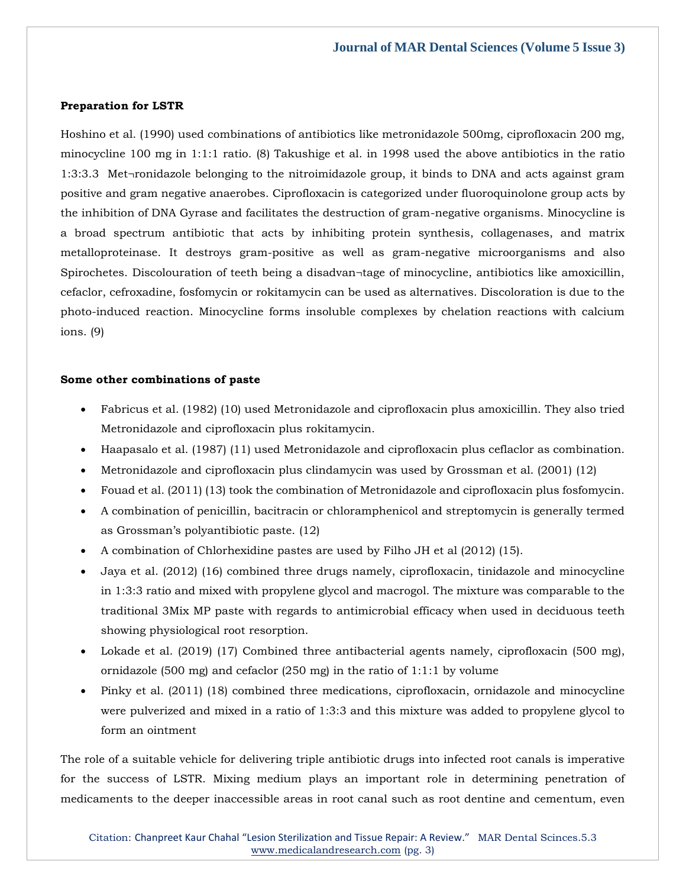**Preparation for LSTR**

Hoshino et al. (1990) used combinations of antibiotics like metronidazole 500mg, ciprofloxacin 200 mg, minocycline 100 mg in 1:1:1 ratio. (8) Takushige et al. in 1998 used the above antibiotics in the ratio 1:3:3.3 Met¬ronidazole belonging to the nitroimidazole group, it binds to DNA and acts against gram positive and gram negative anaerobes. Ciprofloxacin is categorized under fluoroquinolone group acts by the inhibition of DNA Gyrase and facilitates the destruction of gram-negative organisms. Minocycline is a broad spectrum antibiotic that acts by inhibiting protein synthesis, collagenases, and matrix metalloproteinase. It destroys gram-positive as well as gram-negative microorganisms and also Spirochetes. Discolouration of teeth being a disadvan¬tage of minocycline, antibiotics like amoxicillin, cefaclor, cefroxadine, fosfomycin or rokitamycin can be used as alternatives. Discoloration is due to the photo-induced reaction. Minocycline forms insoluble complexes by chelation reactions with calcium ions. (9)

**Some other combinations of paste**

- Fabricus et al. (1982) (10) used Metronidazole and ciprofloxacin plus amoxicillin. They also tried Metronidazole and ciprofloxacin plus rokitamycin.
- Haapasalo et al. (1987) (11) used Metronidazole and ciprofloxacin plus ceflaclor as combination.
- Metronidazole and ciprofloxacin plus clindamycin was used by Grossman et al. (2001) (12)
- Fouad et al. (2011) (13) took the combination of Metronidazole and ciprofloxacin plus fosfomycin.
- A combination of penicillin, bacitracin or chloramphenicol and streptomycin is generally termed as Grossman's polyantibiotic paste. (12)
- A combination of Chlorhexidine pastes are used by Filho JH et al (2012) (15).
- Jaya et al. (2012) (16) combined three drugs namely, ciprofloxacin, tinidazole and minocycline in 1:3:3 ratio and mixed with propylene glycol and macrogol. The mixture was comparable to the traditional 3Mix MP paste with regards to antimicrobial efficacy when used in deciduous teeth showing physiological root resorption.
- Lokade et al. (2019) (17) Combined three antibacterial agents namely, ciprofloxacin (500 mg), ornidazole (500 mg) and cefaclor (250 mg) in the ratio of 1:1:1 by volume
- Pinky et al. (2011) (18) combined three medications, ciprofloxacin, ornidazole and minocycline were pulverized and mixed in a ratio of 1:3:3 and this mixture was added to propylene glycol to form an ointment

The role of a suitable vehicle for delivering triple antibiotic drugs into infected root canals is imperative for the success of LSTR. Mixing medium plays an important role in determining penetration of medicaments to the deeper inaccessible areas in root canal such as root dentine and cementum, even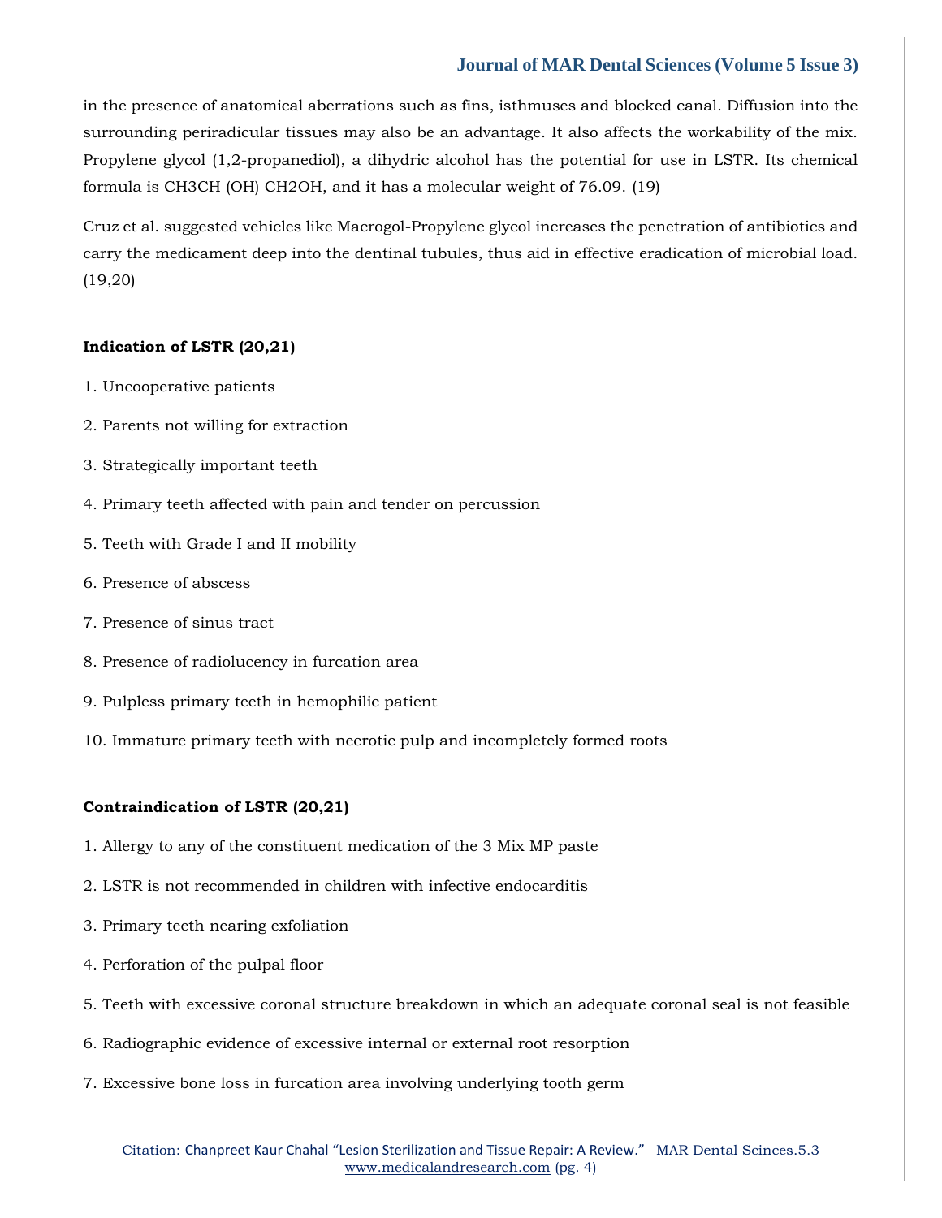in the presence of anatomical aberrations such as fins, isthmuses and blocked canal. Diffusion into the surrounding periradicular tissues may also be an advantage. It also affects the workability of the mix. Propylene glycol (1,2-propanediol), a dihydric alcohol has the potential for use in LSTR. Its chemical formula is $CH_3CH(OH)CH_2OH$, and it has a molecular weight of 76.09. (19)

Cruz et al. suggested vehicles like Macrogol-Propylene glycol increases the penetration of antibiotics and carry the medicament deep into the dentinal tubules, thus aid in effective eradication of microbial load. (19,20)

**Indication of LSTR (20,21)**

1. Uncooperative patients
2. Parents not willing for extraction
3. Strategically important teeth
4. Primary teeth affected with pain and tender on percussion
5. Teeth with Grade I and II mobility
6. Presence of abscess
7. Presence of sinus tract
8. Presence of radiolucency in furcation area
9. Pulpless primary teeth in hemophilic patient
10. Immature primary teeth with necrotic pulp and incompletely formed roots

**Contraindication of LSTR (20,21)**

1. Allergy to any of the constituent medication of the 3 Mix MP paste
2. LSTR is not recommended in children with infective endocarditis
3. Primary teeth nearing exfoliation
4. Perforation of the pulpal floor
5. Teeth with excessive coronal structure breakdown in which an adequate coronal seal is not feasible
6. Radiographic evidence of excessive internal or external root resorption
7. Excessive bone loss in furcation area involving underlying tooth germ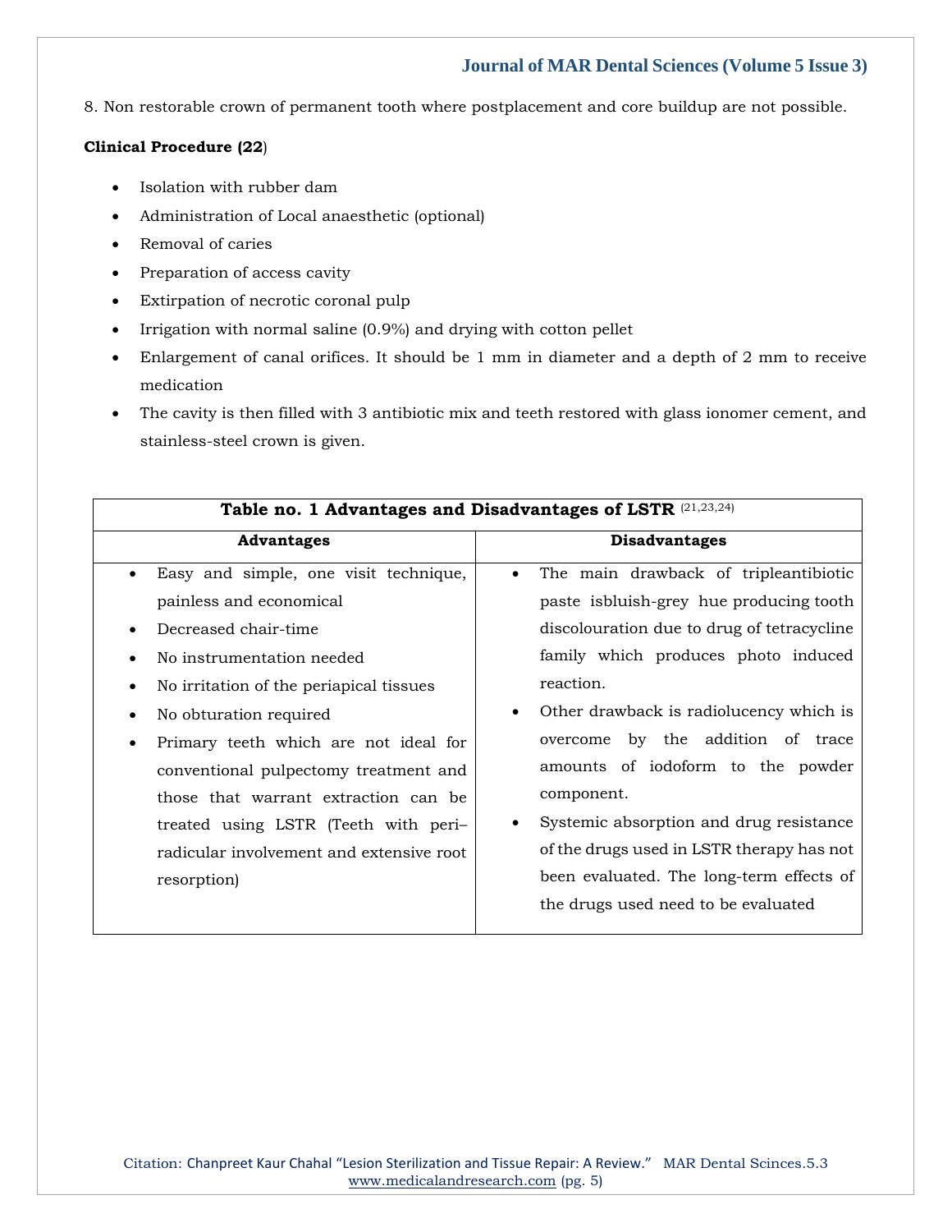8. Non restorable crown of permanent tooth where postplacement and core buildup are not possible.

**Clinical Procedure (22**)

- Isolation with rubber dam
- Administration of Local anaesthetic (optional)
- Removal of caries
- Preparation of access cavity
- Extirpation of necrotic coronal pulp
- Irrigation with normal saline (0.9%) and drying with cotton pellet
- Enlargement of canal orifices. It should be 1 mm in diameter and a depth of 2 mm to receive medication
- The cavity is then filled with 3 antibiotic mix and teeth restored with glass ionomer cement, and stainless-steel crown is given.

**Table no. 1 Advantages and Disadvantages of LSTR** [21,23,24]

| Advantages | Disadvantages |
|---|---|
| • Easy and simple, one visit technique, painless and economical<br>• Decreased chair-time<br>• No instrumentation needed<br>• No irritation of the periapical tissues<br>• No obturation required<br>• Primary teeth which are not ideal for conventional pulpectomy treatment and those that warrant extraction can be treated using LSTR (Teeth with peri–radicular involvement and extensive root resorption) | • The main drawback of tripleantibiotic paste isbluish-grey hue producing tooth discolouration due to drug of tetracycline family which produces photo induced reaction.<br>• Other drawback is radiolucency which is overcome by the addition of trace amounts of iodoform to the powder component.<br>• Systemic absorption and drug resistance of the drugs used in LSTR therapy has not been evaluated. The long-term effects of the drugs used need to be evaluated |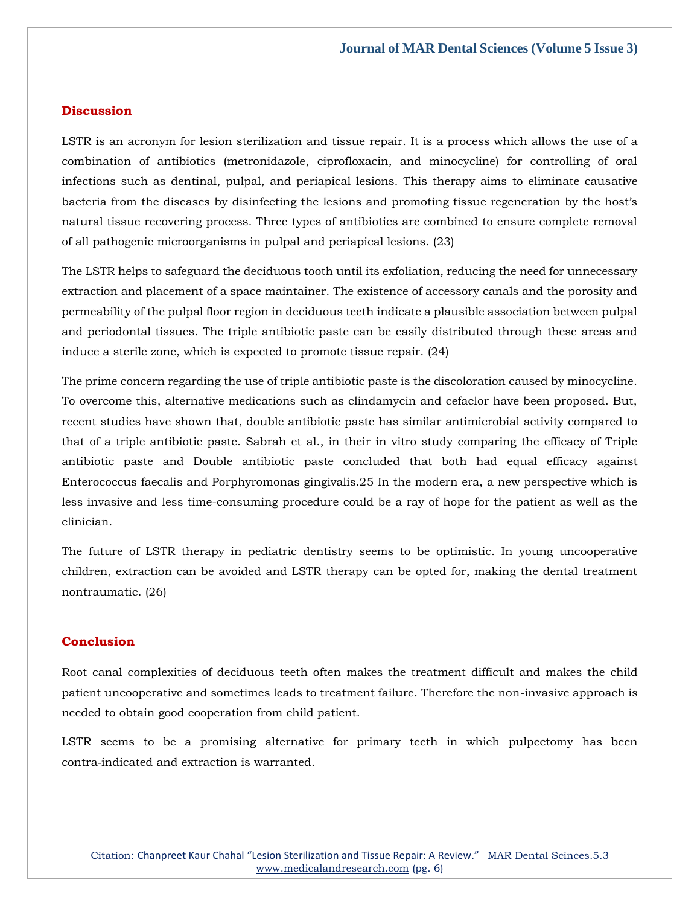## Discussion

LSTR is an acronym for lesion sterilization and tissue repair. It is a process which allows the use of a combination of antibiotics (metronidazole, ciprofloxacin, and minocycline) for controlling of oral infections such as dentinal, pulpal, and periapical lesions. This therapy aims to eliminate causative bacteria from the diseases by disinfecting the lesions and promoting tissue regeneration by the host's natural tissue recovering process. Three types of antibiotics are combined to ensure complete removal of all pathogenic microorganisms in pulpal and periapical lesions. (23)

The LSTR helps to safeguard the deciduous tooth until its exfoliation, reducing the need for unnecessary extraction and placement of a space maintainer. The existence of accessory canals and the porosity and permeability of the pulpal floor region in deciduous teeth indicate a plausible association between pulpal and periodontal tissues. The triple antibiotic paste can be easily distributed through these areas and induce a sterile zone, which is expected to promote tissue repair. (24)

The prime concern regarding the use of triple antibiotic paste is the discoloration caused by minocycline. To overcome this, alternative medications such as clindamycin and cefaclor have been proposed. But, recent studies have shown that, double antibiotic paste has similar antimicrobial activity compared to that of a triple antibiotic paste. Sabrah et al., in their in vitro study comparing the efficacy of Triple antibiotic paste and Double antibiotic paste concluded that both had equal efficacy against Enterococcus faecalis and Porphyromonas gingivalis.25 In the modern era, a new perspective which is less invasive and less time-consuming procedure could be a ray of hope for the patient as well as the clinician.

The future of LSTR therapy in pediatric dentistry seems to be optimistic. In young uncooperative children, extraction can be avoided and LSTR therapy can be opted for, making the dental treatment nontraumatic. (26)

## Conclusion

Root canal complexities of deciduous teeth often makes the treatment difficult and makes the child patient uncooperative and sometimes leads to treatment failure. Therefore the non-invasive approach is needed to obtain good cooperation from child patient.

LSTR seems to be a promising alternative for primary teeth in which pulpectomy has been contra-indicated and extraction is warranted.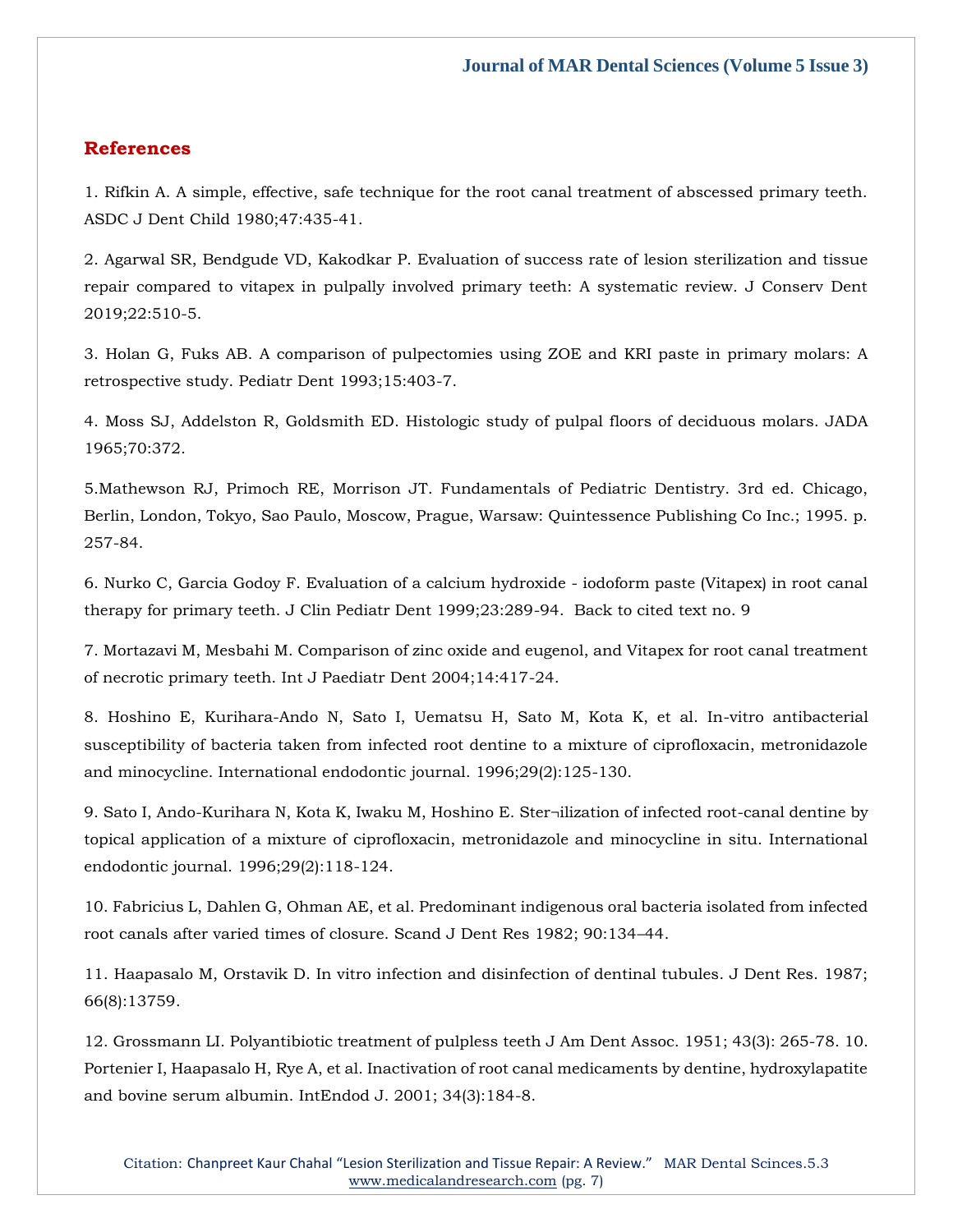## References

1. Rifkin A. A simple, effective, safe technique for the root canal treatment of abscessed primary teeth. ASDC J Dent Child 1980;47:435-41.

2. Agarwal SR, Bendgude VD, Kakodkar P. Evaluation of success rate of lesion sterilization and tissue repair compared to vitapex in pulpally involved primary teeth: A systematic review. J Conserv Dent 2019;22:510-5.

3. Holan G, Fuks AB. A comparison of pulpectomies using ZOE and KRI paste in primary molars: A retrospective study. Pediatr Dent 1993;15:403-7.

4. Moss SJ, Addelston R, Goldsmith ED. Histologic study of pulpal floors of deciduous molars. JADA 1965;70:372.

5.Mathewson RJ, Primoch RE, Morrison JT. Fundamentals of Pediatric Dentistry. 3rd ed. Chicago, Berlin, London, Tokyo, Sao Paulo, Moscow, Prague, Warsaw: Quintessence Publishing Co Inc.; 1995. p. 257-84.

6. Nurko C, Garcia Godoy F. Evaluation of a calcium hydroxide - iodoform paste (Vitapex) in root canal therapy for primary teeth. J Clin Pediatr Dent 1999;23:289-94. Back to cited text no. 9

7. Mortazavi M, Mesbahi M. Comparison of zinc oxide and eugenol, and Vitapex for root canal treatment of necrotic primary teeth. Int J Paediatr Dent 2004;14:417-24.

8. Hoshino E, Kurihara-Ando N, Sato I, Uematsu H, Sato M, Kota K, et al. In-vitro antibacterial susceptibility of bacteria taken from infected root dentine to a mixture of ciprofloxacin, metronidazole and minocycline. International endodontic journal. 1996;29(2):125-130.

9. Sato I, Ando-Kurihara N, Kota K, Iwaku M, Hoshino E. Ster¬ilization of infected root-canal dentine by topical application of a mixture of ciprofloxacin, metronidazole and minocycline in situ. International endodontic journal. 1996;29(2):118-124.

10. Fabricius L, Dahlen G, Ohman AE, et al. Predominant indigenous oral bacteria isolated from infected root canals after varied times of closure. Scand J Dent Res 1982; 90:134–44.

11. Haapasalo M, Orstavik D. In vitro infection and disinfection of dentinal tubules. J Dent Res. 1987; 66(8):13759.

12. Grossmann LI. Polyantibiotic treatment of pulpless teeth J Am Dent Assoc. 1951; 43(3): 265-78. 10. Portenier I, Haapasalo H, Rye A, et al. Inactivation of root canal medicaments by dentine, hydroxylapatite and bovine serum albumin. IntEndod J. 2001; 34(3):184-8.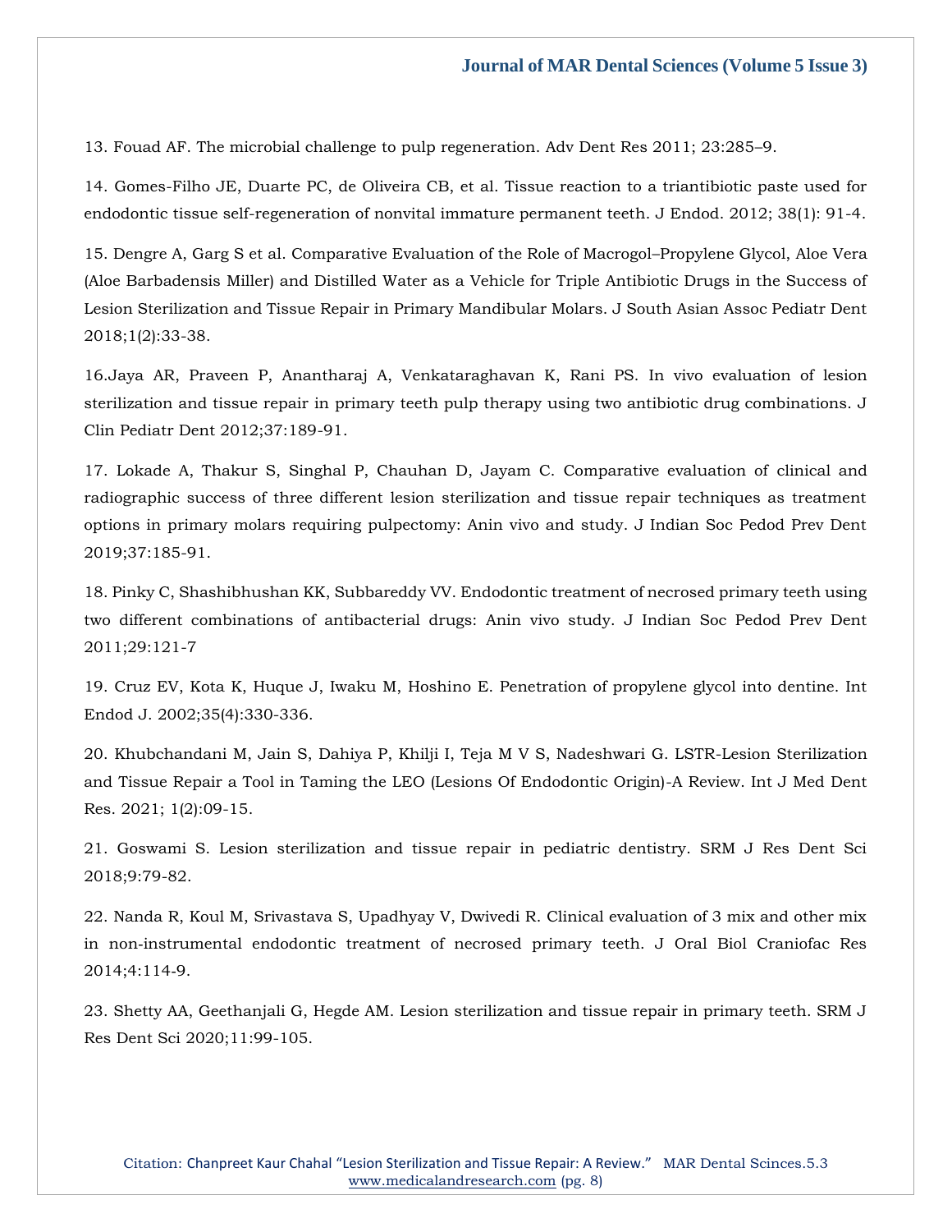13. Fouad AF. The microbial challenge to pulp regeneration. Adv Dent Res 2011; 23:285–9.

14. Gomes-Filho JE, Duarte PC, de Oliveira CB, et al. Tissue reaction to a triantibiotic paste used for endodontic tissue self-regeneration of nonvital immature permanent teeth. J Endod. 2012; 38(1): 91-4.

15. Dengre A, Garg S et al. Comparative Evaluation of the Role of Macrogol–Propylene Glycol, Aloe Vera (Aloe Barbadensis Miller) and Distilled Water as a Vehicle for Triple Antibiotic Drugs in the Success of Lesion Sterilization and Tissue Repair in Primary Mandibular Molars. J South Asian Assoc Pediatr Dent 2018;1(2):33-38.

16.Jaya AR, Praveen P, Anantharaj A, Venkataraghavan K, Rani PS. In vivo evaluation of lesion sterilization and tissue repair in primary teeth pulp therapy using two antibiotic drug combinations. J Clin Pediatr Dent 2012;37:189-91.

17. Lokade A, Thakur S, Singhal P, Chauhan D, Jayam C. Comparative evaluation of clinical and radiographic success of three different lesion sterilization and tissue repair techniques as treatment options in primary molars requiring pulpectomy: Anin vivo and study. J Indian Soc Pedod Prev Dent 2019;37:185-91.

18. Pinky C, Shashibhushan KK, Subbareddy VV. Endodontic treatment of necrosed primary teeth using two different combinations of antibacterial drugs: Anin vivo study. J Indian Soc Pedod Prev Dent 2011;29:121-7

19. Cruz EV, Kota K, Huque J, Iwaku M, Hoshino E. Penetration of propylene glycol into dentine. Int Endod J. 2002;35(4):330-336.

20. Khubchandani M, Jain S, Dahiya P, Khilji I, Teja M V S, Nadeshwari G. LSTR-Lesion Sterilization and Tissue Repair a Tool in Taming the LEO (Lesions Of Endodontic Origin)-A Review. Int J Med Dent Res. 2021; 1(2):09-15.

21. Goswami S. Lesion sterilization and tissue repair in pediatric dentistry. SRM J Res Dent Sci 2018;9:79-82.

22. Nanda R, Koul M, Srivastava S, Upadhyay V, Dwivedi R. Clinical evaluation of 3 mix and other mix in non-instrumental endodontic treatment of necrosed primary teeth. J Oral Biol Craniofac Res 2014;4:114-9.

23. Shetty AA, Geethanjali G, Hegde AM. Lesion sterilization and tissue repair in primary teeth. SRM J Res Dent Sci 2020;11:99-105.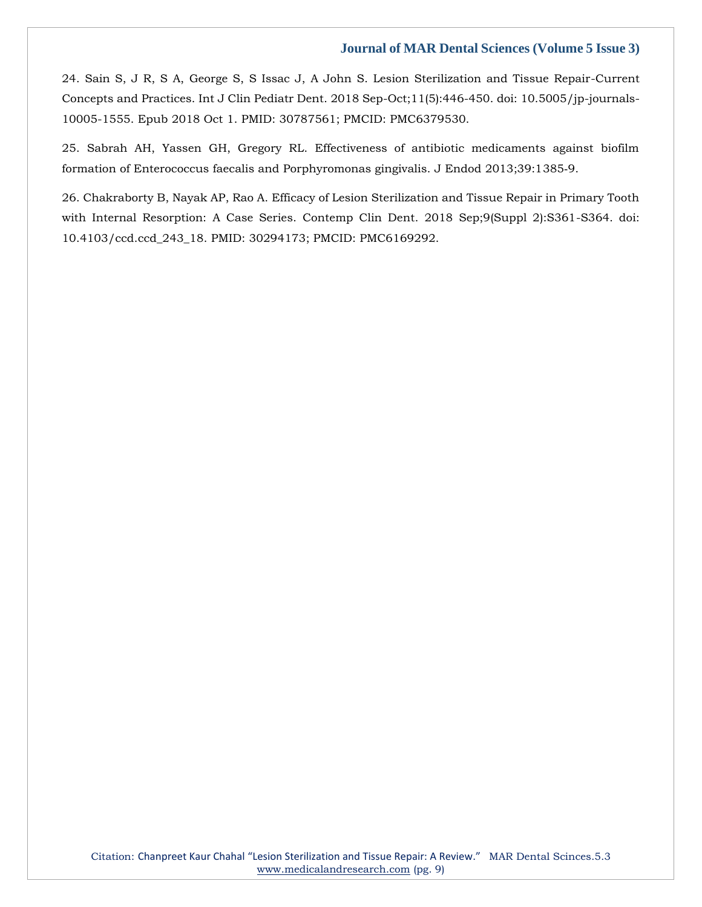24. Sain S, J R, S A, George S, S Issac J, A John S. Lesion Sterilization and Tissue Repair-Current Concepts and Practices. Int J Clin Pediatr Dent. 2018 Sep-Oct;11(5):446-450. doi: 10.5005/jp-journals-10005-1555. Epub 2018 Oct 1. PMID: 30787561; PMCID: PMC6379530.

25. Sabrah AH, Yassen GH, Gregory RL. Effectiveness of antibiotic medicaments against biofilm formation of Enterococcus faecalis and Porphyromonas gingivalis. J Endod 2013;39:1385-9.

26. Chakraborty B, Nayak AP, Rao A. Efficacy of Lesion Sterilization and Tissue Repair in Primary Tooth with Internal Resorption: A Case Series. Contemp Clin Dent. 2018 Sep;9(Suppl 2):S361-S364. doi: 10.4103/ccd.ccd_243_18. PMID: 30294173; PMCID: PMC6169292.